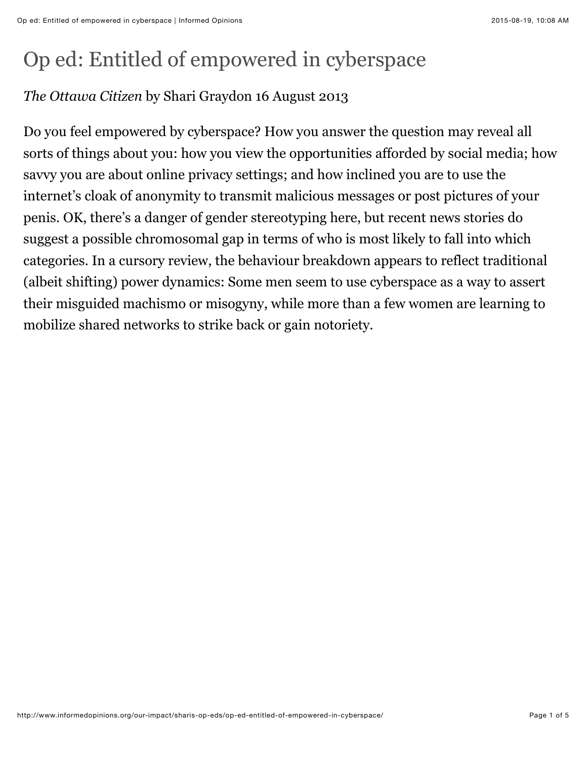# Op ed: Entitled of empowered in cyberspace

*The Ottawa Citizen* by Shari Graydon 16 August 2013

Do you feel empowered by cyberspace? How you answer the question may reveal all sorts of things about you: how you view the opportunities afforded by social media; how savvy you are about online privacy settings; and how inclined you are to use the internet's cloak of anonymity to transmit malicious messages or post pictures of your penis. OK, there's a danger of gender stereotyping here, but recent news stories do suggest a possible chromosomal gap in terms of who is most likely to fall into which categories. In a cursory review, the behaviour breakdown appears to reflect traditional (albeit shifting) power dynamics: Some men seem to use cyberspace as a way to assert their misguided machismo or misogyny, while more than a few women are learning to mobilize shared networks to strike back or gain notoriety.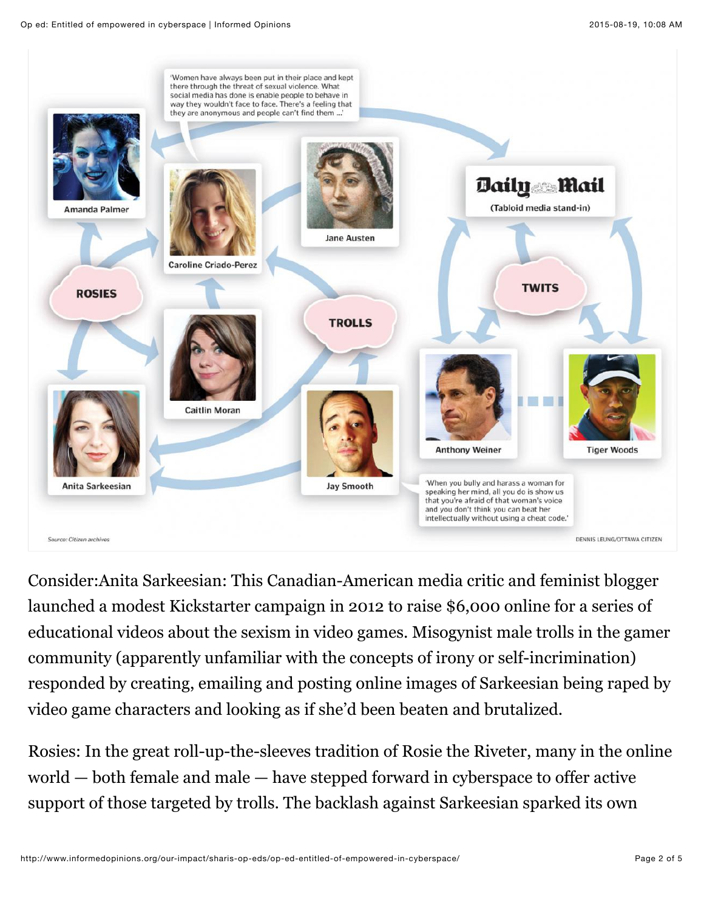'Women have always been put in their place and kept there through the threat of sexual violence. What social media has done is enable people to behave in way they wouldn't face to face. There's a feeling that they are anonymous and people can't find them ...'

Amanda Palmer

Caroline Criado-Perez

Jane Austen

Daily Mail (Tabloid media stand-in)

ROSIES

TROLLS

TWITS

Caitlin Moran

Anita Sarkeesian

Jay Smooth

Anthony Weiner

Tiger Woods

'When you bully and harass a woman for speaking her mind, all you do is show us that you're afraid of that woman's voice and you don't think you can beat her intellectually without using a cheat code.'

Source: Citizen archives

DENNIS LEUNG/OTTAWA CITIZEN

Consider:Anita Sarkeesian: This Canadian-American media critic and feminist blogger launched a modest Kickstarter campaign in 2012 to raise $6,000 online for a series of educational videos about the sexism in video games. Misogynist male trolls in the gamer community (apparently unfamiliar with the concepts of irony or self-incrimination) responded by creating, emailing and posting online images of Sarkeesian being raped by video game characters and looking as if she'd been beaten and brutalized.

Rosies: In the great roll-up-the-sleeves tradition of Rosie the Riveter, many in the online world — both female and male — have stepped forward in cyberspace to offer active support of those targeted by trolls. The backlash against Sarkeesian sparked its own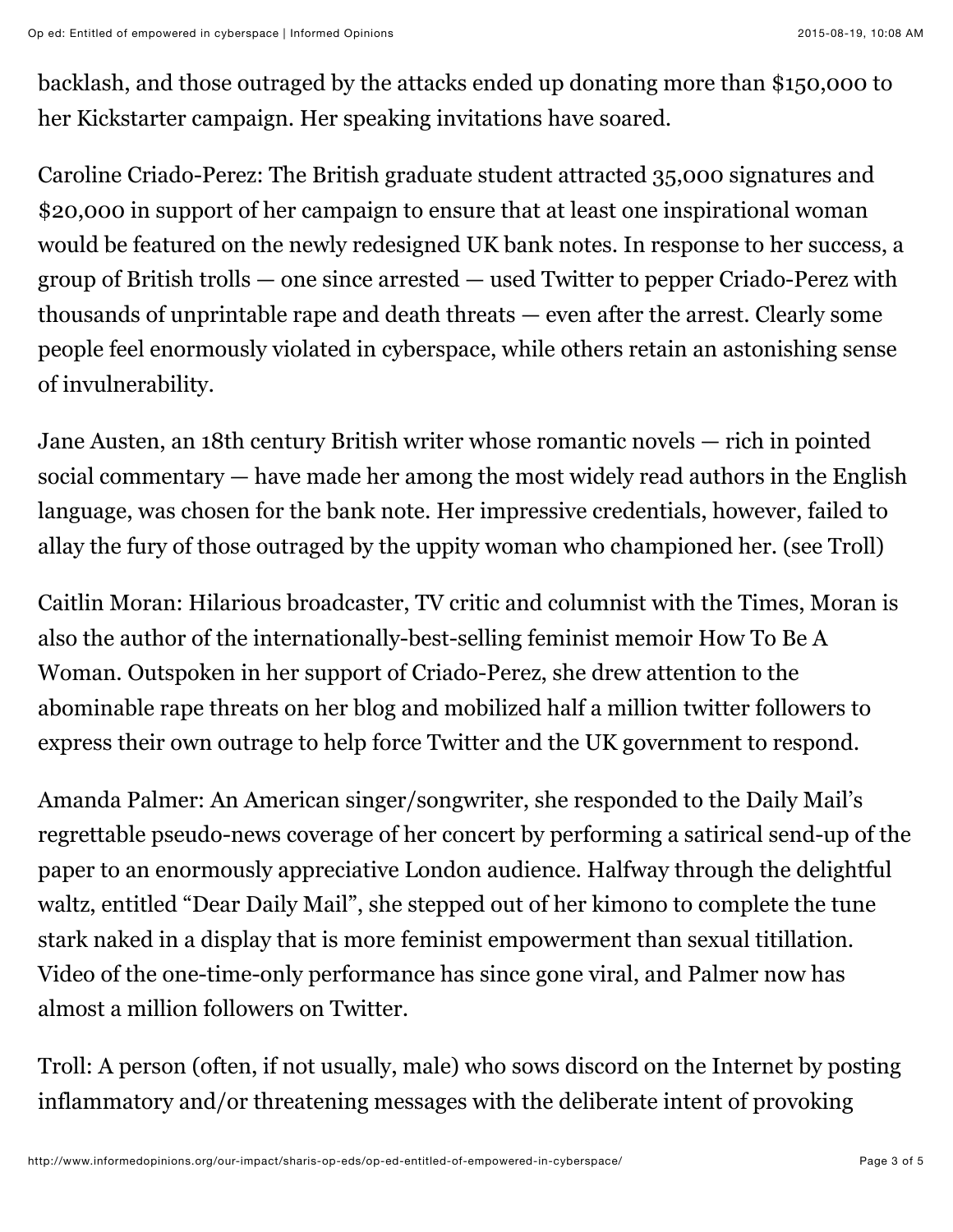backlash, and those outraged by the attacks ended up donating more than $150,000 to her Kickstarter campaign. Her speaking invitations have soared.

Caroline Criado-Perez: The British graduate student attracted 35,000 signatures and $20,000 in support of her campaign to ensure that at least one inspirational woman would be featured on the newly redesigned UK bank notes. In response to her success, a group of British trolls — one since arrested — used Twitter to pepper Criado-Perez with thousands of unprintable rape and death threats — even after the arrest. Clearly some people feel enormously violated in cyberspace, while others retain an astonishing sense of invulnerability.

Jane Austen, an 18th century British writer whose romantic novels — rich in pointed social commentary — have made her among the most widely read authors in the English language, was chosen for the bank note. Her impressive credentials, however, failed to allay the fury of those outraged by the uppity woman who championed her. (see Troll)

Caitlin Moran: Hilarious broadcaster, TV critic and columnist with the Times, Moran is also the author of the internationally-best-selling feminist memoir How To Be A Woman. Outspoken in her support of Criado-Perez, she drew attention to the abominable rape threats on her blog and mobilized half a million twitter followers to express their own outrage to help force Twitter and the UK government to respond.

Amanda Palmer: An American singer/songwriter, she responded to the Daily Mail's regrettable pseudo-news coverage of her concert by performing a satirical send-up of the paper to an enormously appreciative London audience. Halfway through the delightful waltz, entitled "Dear Daily Mail", she stepped out of her kimono to complete the tune stark naked in a display that is more feminist empowerment than sexual titillation. Video of the one-time-only performance has since gone viral, and Palmer now has almost a million followers on Twitter.

Troll: A person (often, if not usually, male) who sows discord on the Internet by posting inflammatory and/or threatening messages with the deliberate intent of provoking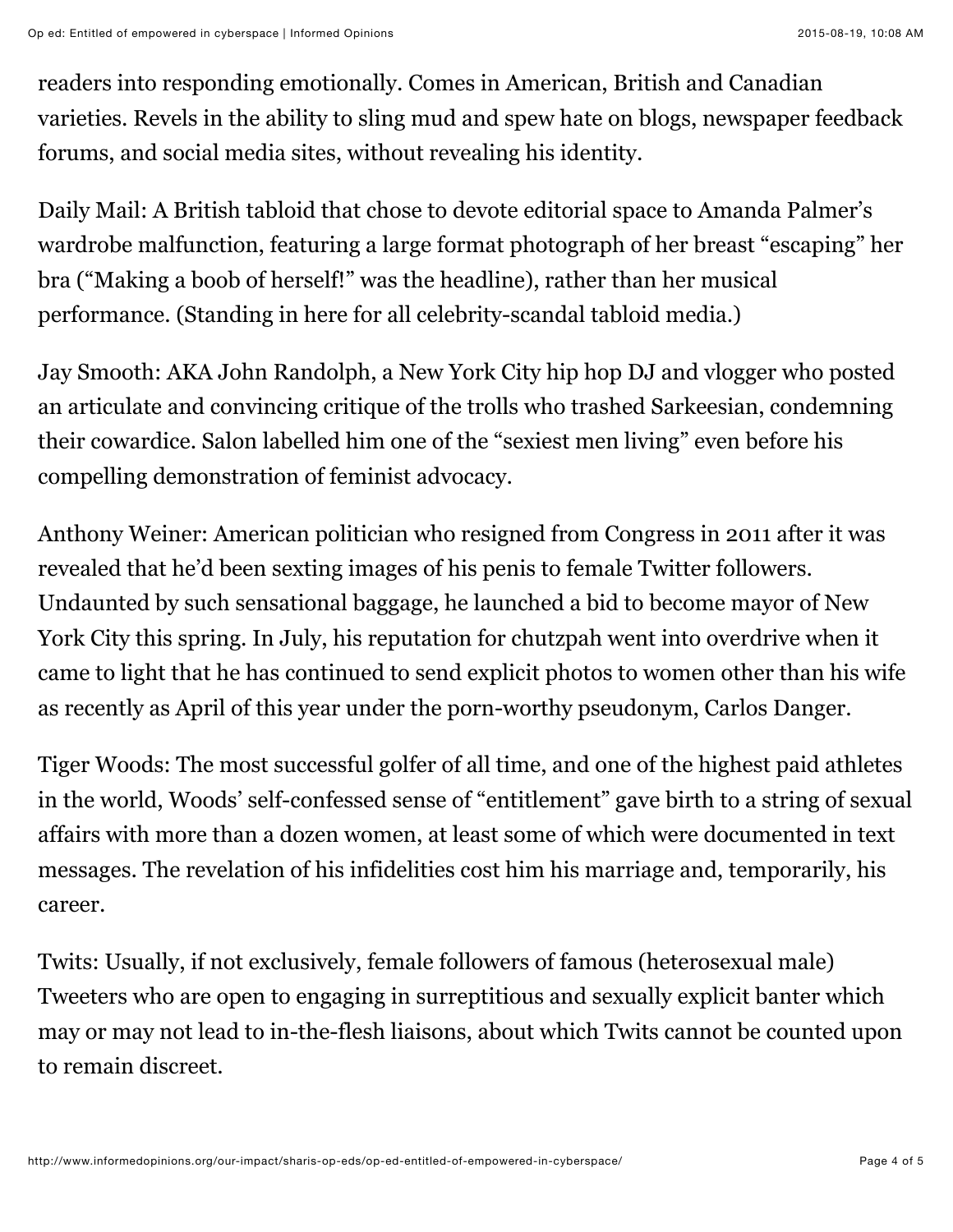readers into responding emotionally. Comes in American, British and Canadian varieties. Revels in the ability to sling mud and spew hate on blogs, newspaper feedback forums, and social media sites, without revealing his identity.

Daily Mail: A British tabloid that chose to devote editorial space to Amanda Palmer's wardrobe malfunction, featuring a large format photograph of her breast "escaping" her bra ("Making a boob of herself!" was the headline), rather than her musical performance. (Standing in here for all celebrity-scandal tabloid media.)

Jay Smooth: AKA John Randolph, a New York City hip hop DJ and vlogger who posted an articulate and convincing critique of the trolls who trashed Sarkeesian, condemning their cowardice. Salon labelled him one of the "sexiest men living" even before his compelling demonstration of feminist advocacy.

Anthony Weiner: American politician who resigned from Congress in 2011 after it was revealed that he'd been sexting images of his penis to female Twitter followers. Undaunted by such sensational baggage, he launched a bid to become mayor of New York City this spring. In July, his reputation for chutzpah went into overdrive when it came to light that he has continued to send explicit photos to women other than his wife as recently as April of this year under the porn-worthy pseudonym, Carlos Danger.

Tiger Woods: The most successful golfer of all time, and one of the highest paid athletes in the world, Woods' self-confessed sense of "entitlement" gave birth to a string of sexual affairs with more than a dozen women, at least some of which were documented in text messages. The revelation of his infidelities cost him his marriage and, temporarily, his career.

Twits: Usually, if not exclusively, female followers of famous (heterosexual male) Tweeters who are open to engaging in surreptitious and sexually explicit banter which may or may not lead to in-the-flesh liaisons, about which Twits cannot be counted upon to remain discreet.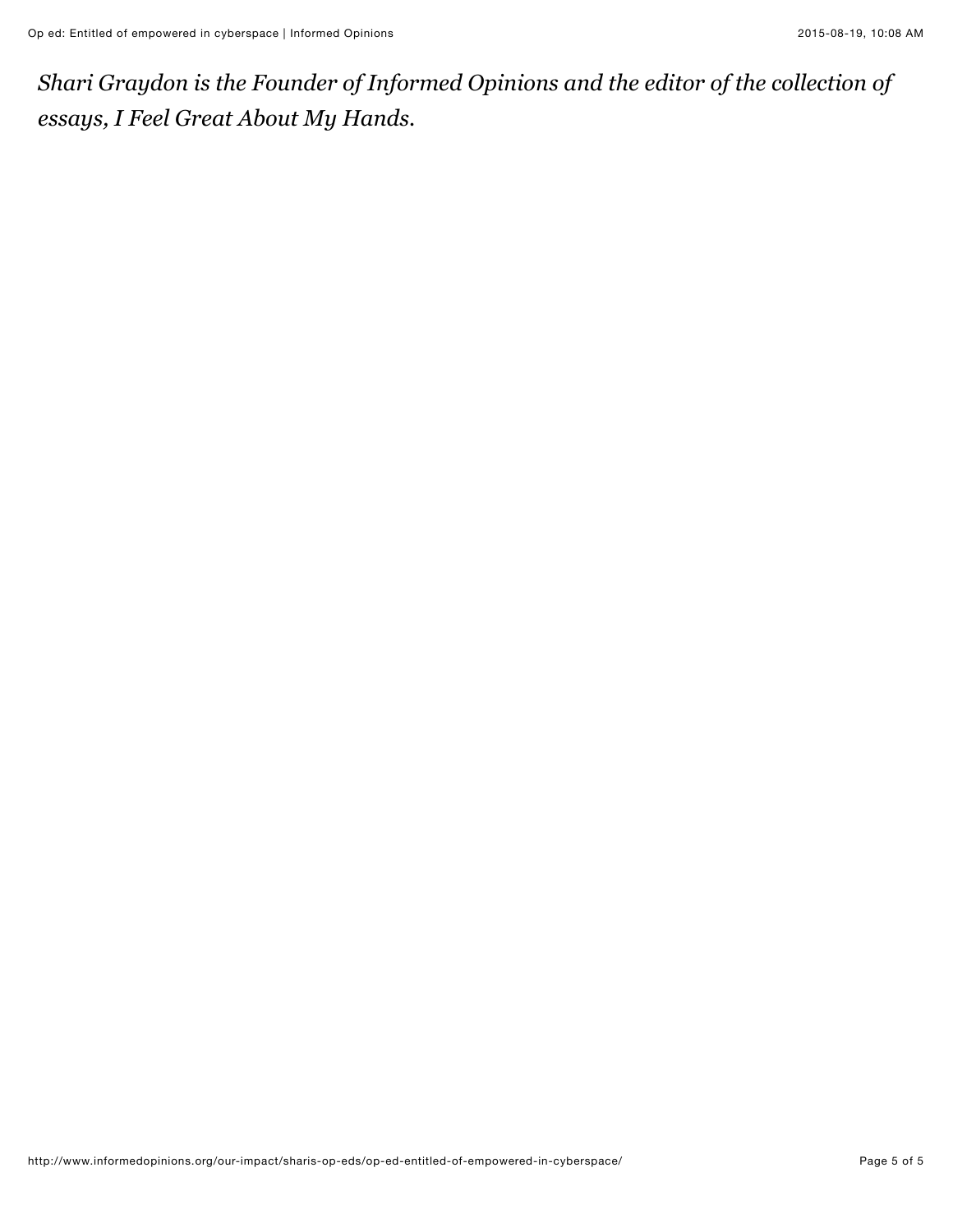*Shari Graydon is the Founder of Informed Opinions and the editor of the collection of essays, I Feel Great About My Hands.*